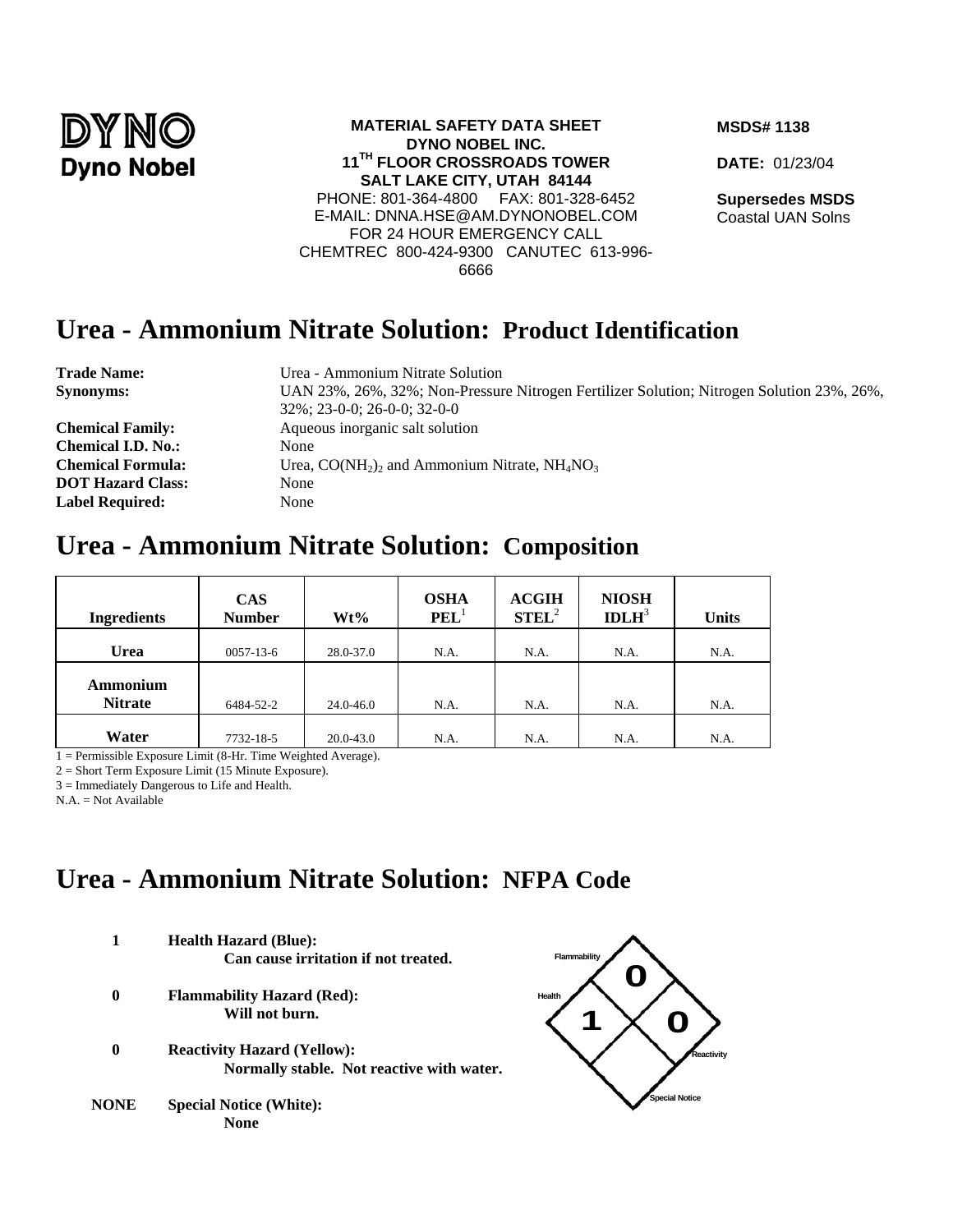**DYNO**
**Dyno Nobel**

**MATERIAL SAFETY DATA SHEET**
**DYNO NOBEL INC.**
**11[TH] FLOOR CROSSROADS TOWER**
**SALT LAKE CITY, UTAH 84144**
PHONE: 801-364-4800 FAX: 801-328-6452
E-MAIL: DNNA.HSE@AM.DYNONOBEL.COM
FOR 24 HOUR EMERGENCY CALL
CHEMTREC 800-424-9300 CANUTEC 613-996-6666

**MSDS# 1138**

**DATE:** 01/23/04

**Supersedes MSDS**
Coastal UAN Solns

# Urea - Ammonium Nitrate Solution: Product Identification

**Trade Name:** Urea - Ammonium Nitrate Solution
**Synonyms:** UAN 23%, 26%, 32%; Non-Pressure Nitrogen Fertilizer Solution; Nitrogen Solution 23%, 26%, 32%; 23-0-0; 26-0-0; 32-0-0
**Chemical Family:** Aqueous inorganic salt solution
**Chemical I.D. No.:** None
**Chemical Formula:** Urea, $CO(NH_2)_2$ and Ammonium Nitrate, $NH_4NO_3$
**DOT Hazard Class:** None
**Label Required:** None

# Urea - Ammonium Nitrate Solution: Composition

| Ingredients | CAS Number | Wt% | OSHA PEL[1] | ACGIH STEL[2] | NIOSH IDLH[3] | Units |
|---|---|---|---|---|---|---|
| **Urea** | 0057-13-6 | 28.0-37.0 | N.A. | N.A. | N.A. | N.A. |
| **Ammonium Nitrate** | 6484-52-2 | 24.0-46.0 | N.A. | N.A. | N.A. | N.A. |
| **Water** | 7732-18-5 | 20.0-43.0 | N.A. | N.A. | N.A. | N.A. |

1 = Permissible Exposure Limit (8-Hr. Time Weighted Average).
2 = Short Term Exposure Limit (15 Minute Exposure).
3 = Immediately Dangerous to Life and Health.
N.A. = Not Available

# Urea - Ammonium Nitrate Solution: NFPA Code

**1** **Health Hazard (Blue):**
**Can cause irritation if not treated.**

**0** **Flammability Hazard (Red):**
**Will not burn.**

**0** **Reactivity Hazard (Yellow):**
**Normally stable. Not reactive with water.**

**NONE** **Special Notice (White):**
**None**

Flammability: 0
Health: 1
Reactivity: 0
Special Notice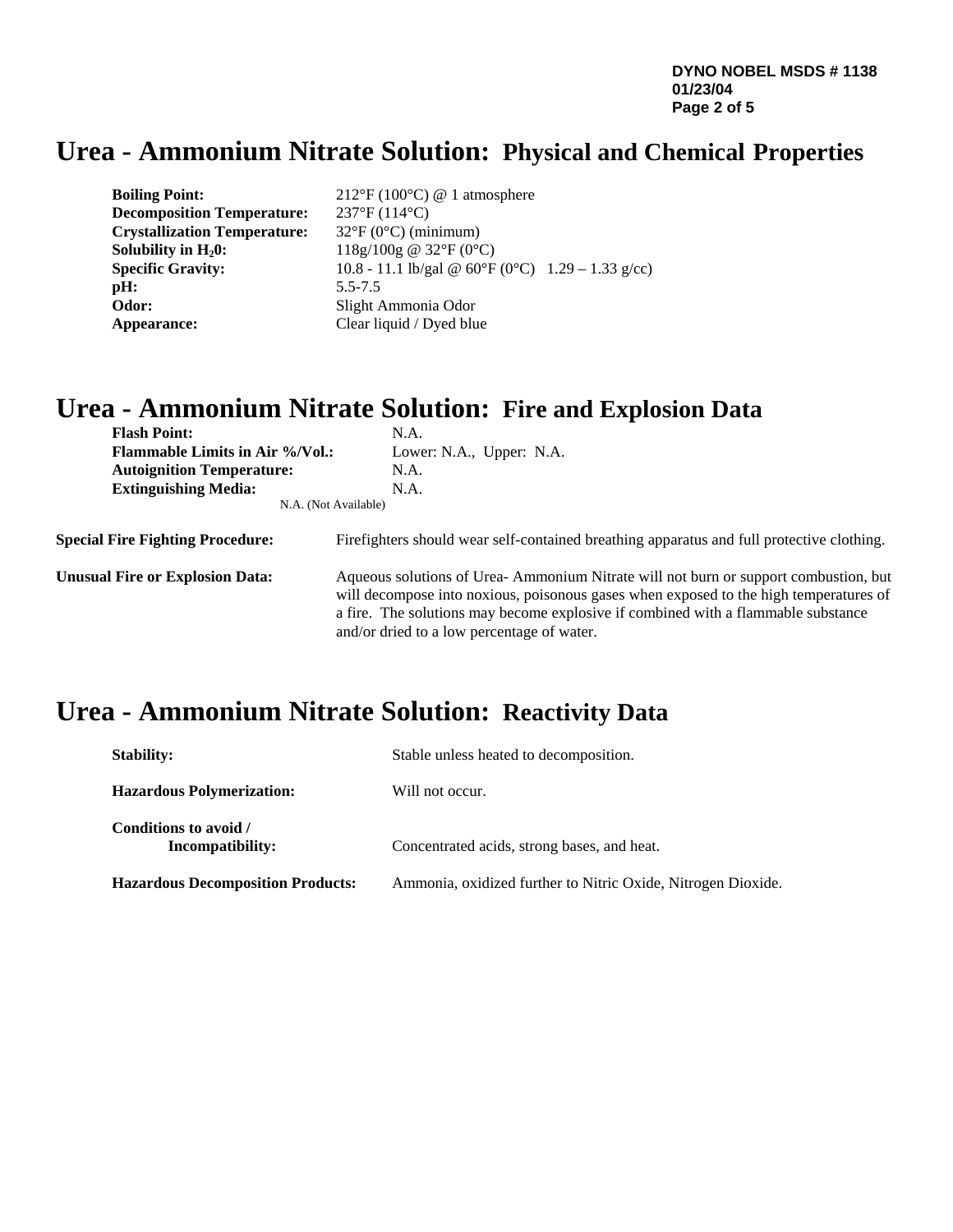# Urea - Ammonium Nitrate Solution: Physical and Chemical Properties

| | |
|---|---|
| **Boiling Point:** | 212°F (100°C) @ 1 atmosphere |
| **Decomposition Temperature:** | 237°F (114°C) |
| **Crystallization Temperature:** | 32°F (0°C) (minimum) |
| **Solubility in $H_20$:** | 118g/100g @ 32°F (0°C) |
| **Specific Gravity:** | 10.8 - 11.1 lb/gal @ 60°F (0°C)   1.29 – 1.33 g/cc) |
| **pH:** | 5.5-7.5 |
| **Odor:** | Slight Ammonia Odor |
| **Appearance:** | Clear liquid / Dyed blue |

# Urea - Ammonium Nitrate Solution: Fire and Explosion Data

| | |
|---|---|
| **Flash Point:** | N.A. |
| **Flammable Limits in Air %/Vol.:** | Lower: N.A., Upper: N.A. |
| **Autoignition Temperature:** | N.A. |
| **Extinguishing Media:** | N.A. |

N.A. (Not Available)

**Special Fire Fighting Procedure:** Firefighters should wear self-contained breathing apparatus and full protective clothing.

**Unusual Fire or Explosion Data:** Aqueous solutions of Urea- Ammonium Nitrate will not burn or support combustion, but will decompose into noxious, poisonous gases when exposed to the high temperatures of a fire. The solutions may become explosive if combined with a flammable substance and/or dried to a low percentage of water.

# Urea - Ammonium Nitrate Solution: Reactivity Data

| | |
|---|---|
| **Stability:** | Stable unless heated to decomposition. |
| **Hazardous Polymerization:** | Will not occur. |
| **Conditions to avoid / Incompatibility:** | Concentrated acids, strong bases, and heat. |
| **Hazardous Decomposition Products:** | Ammonia, oxidized further to Nitric Oxide, Nitrogen Dioxide. |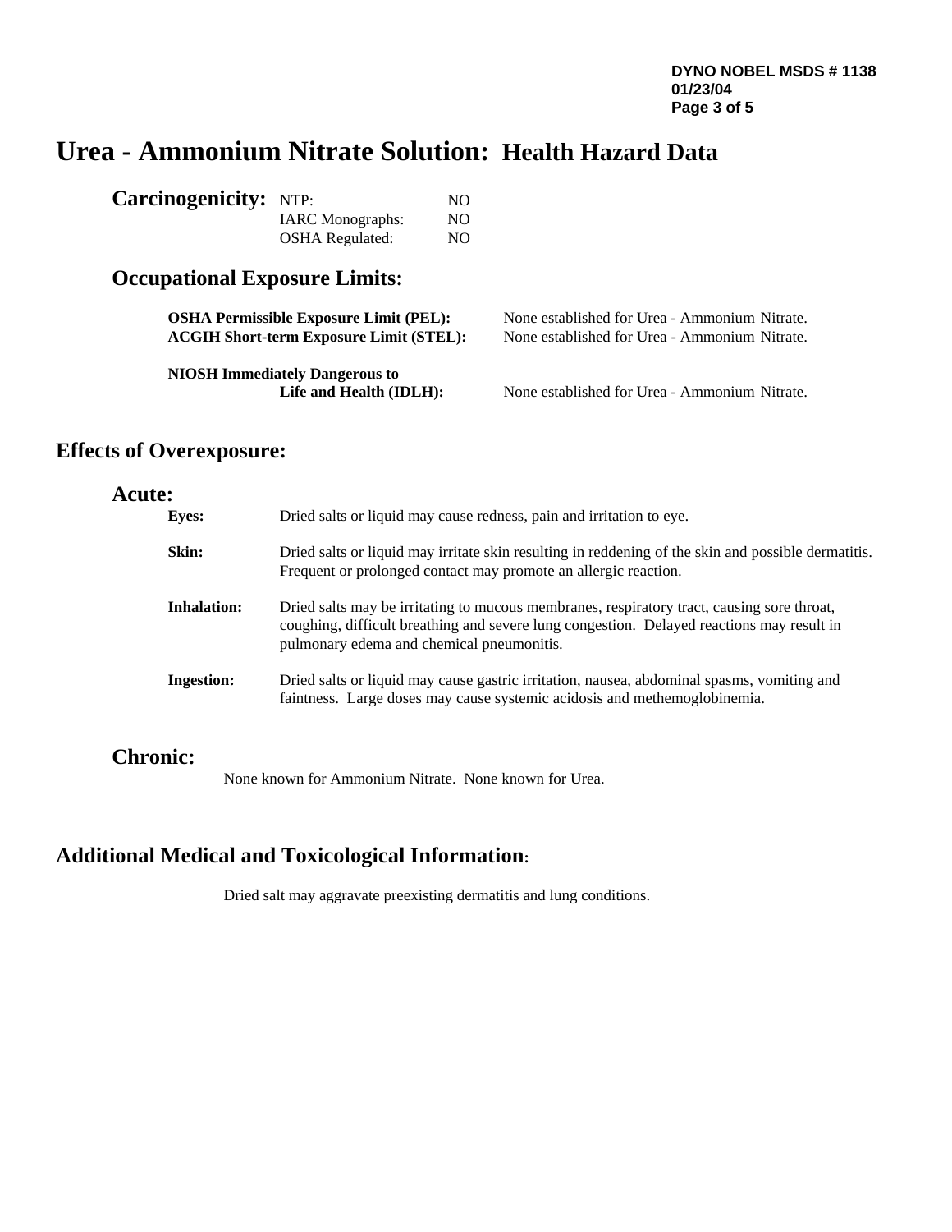# Urea - Ammonium Nitrate Solution: Health Hazard Data

## Carcinogenicity:

| | |
|---|---|
| NTP: | NO |
| IARC Monographs: | NO |
| OSHA Regulated: | NO |

## Occupational Exposure Limits:

| | |
|---|---|
| **OSHA Permissible Exposure Limit (PEL):** | None established for Urea - Ammonium Nitrate. |
| **ACGIH Short-term Exposure Limit (STEL):** | None established for Urea - Ammonium Nitrate. |
| **NIOSH Immediately Dangerous to Life and Health (IDLH):** | None established for Urea - Ammonium Nitrate. |

## Effects of Overexposure:

### Acute:

**Eyes:** Dried salts or liquid may cause redness, pain and irritation to eye.

**Skin:** Dried salts or liquid may irritate skin resulting in reddening of the skin and possible dermatitis. Frequent or prolonged contact may promote an allergic reaction.

**Inhalation:** Dried salts may be irritating to mucous membranes, respiratory tract, causing sore throat, coughing, difficult breathing and severe lung congestion. Delayed reactions may result in pulmonary edema and chemical pneumonitis.

**Ingestion:** Dried salts or liquid may cause gastric irritation, nausea, abdominal spasms, vomiting and faintness. Large doses may cause systemic acidosis and methemoglobinemia.

### Chronic:

None known for Ammonium Nitrate. None known for Urea.

## Additional Medical and Toxicological Information:

Dried salt may aggravate preexisting dermatitis and lung conditions.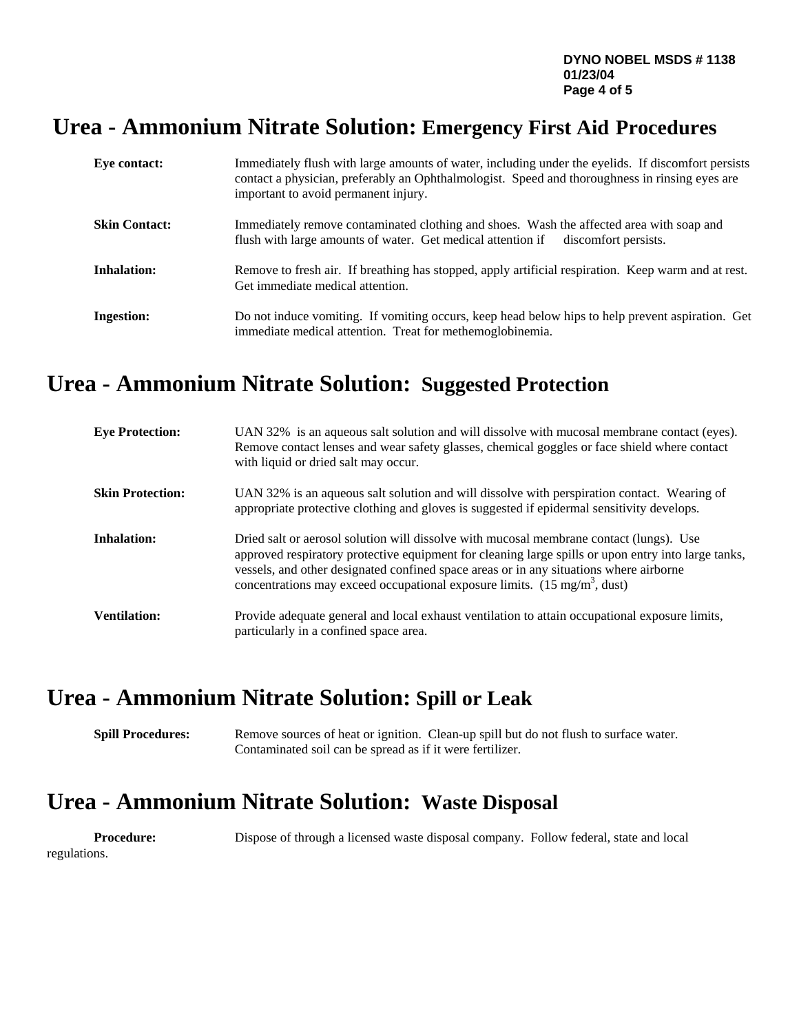## Urea - Ammonium Nitrate Solution: Emergency First Aid Procedures

**Eye contact:** Immediately flush with large amounts of water, including under the eyelids. If discomfort persists contact a physician, preferably an Ophthalmologist. Speed and thoroughness in rinsing eyes are important to avoid permanent injury.

**Skin Contact:** Immediately remove contaminated clothing and shoes. Wash the affected area with soap and flush with large amounts of water. Get medical attention if discomfort persists.

**Inhalation:** Remove to fresh air. If breathing has stopped, apply artificial respiration. Keep warm and at rest. Get immediate medical attention.

**Ingestion:** Do not induce vomiting. If vomiting occurs, keep head below hips to help prevent aspiration. Get immediate medical attention. Treat for methemoglobinemia.

## Urea - Ammonium Nitrate Solution: Suggested Protection

**Eye Protection:** UAN 32% is an aqueous salt solution and will dissolve with mucosal membrane contact (eyes). Remove contact lenses and wear safety glasses, chemical goggles or face shield where contact with liquid or dried salt may occur.

**Skin Protection:** UAN 32% is an aqueous salt solution and will dissolve with perspiration contact. Wearing of appropriate protective clothing and gloves is suggested if epidermal sensitivity develops.

**Inhalation:** Dried salt or aerosol solution will dissolve with mucosal membrane contact (lungs). Use approved respiratory protective equipment for cleaning large spills or upon entry into large tanks, vessels, and other designated confined space areas or in any situations where airborne concentrations may exceed occupational exposure limits. (15 $mg/m^3$, dust)

**Ventilation:** Provide adequate general and local exhaust ventilation to attain occupational exposure limits, particularly in a confined space area.

## Urea - Ammonium Nitrate Solution: Spill or Leak

**Spill Procedures:** Remove sources of heat or ignition. Clean-up spill but do not flush to surface water. Contaminated soil can be spread as if it were fertilizer.

## Urea - Ammonium Nitrate Solution: Waste Disposal

**Procedure:** Dispose of through a licensed waste disposal company. Follow federal, state and local regulations.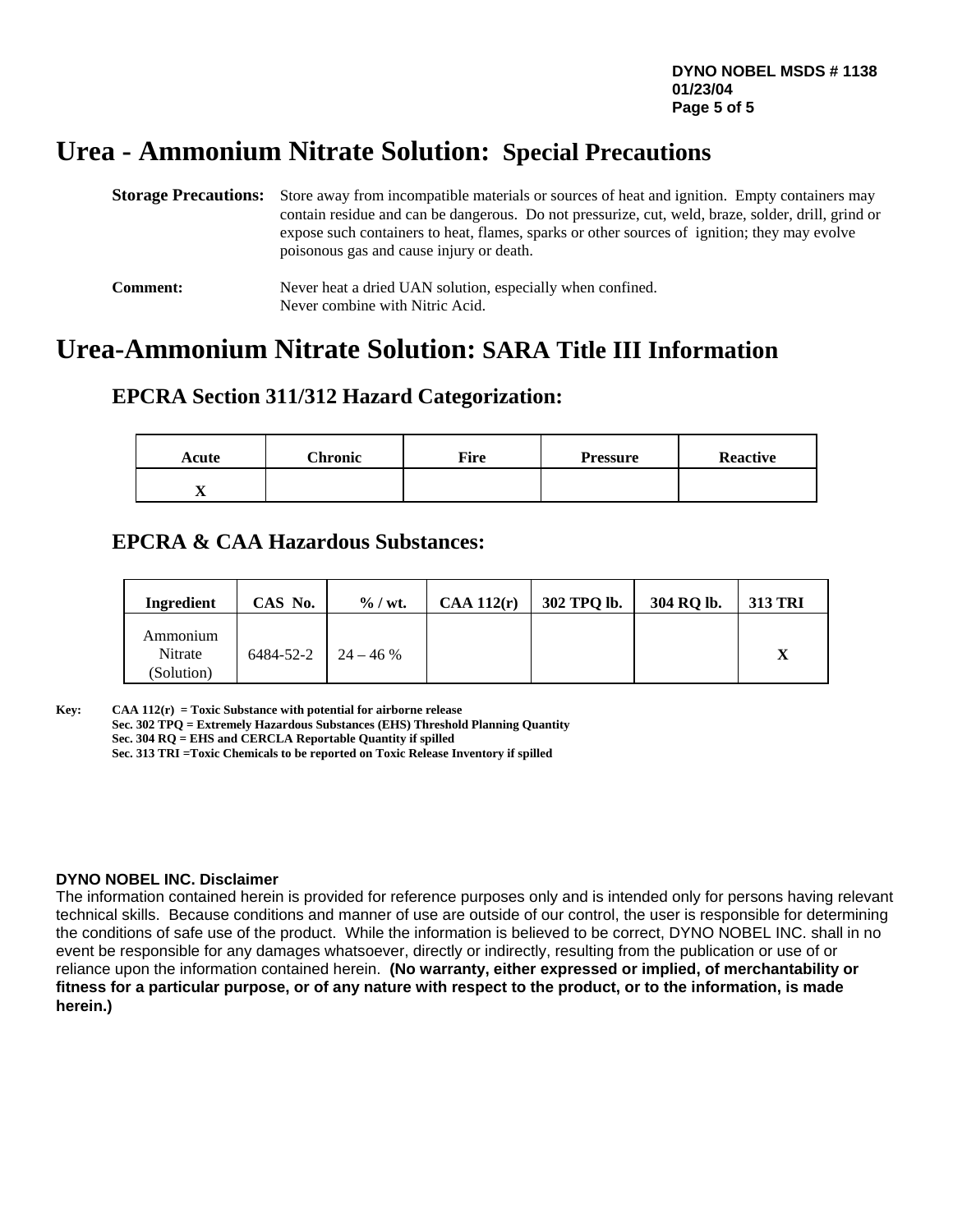# Urea - Ammonium Nitrate Solution: Special Precautions

**Storage Precautions:** Store away from incompatible materials or sources of heat and ignition. Empty containers may contain residue and can be dangerous. Do not pressurize, cut, weld, braze, solder, drill, grind or expose such containers to heat, flames, sparks or other sources of ignition; they may evolve poisonous gas and cause injury or death.

**Comment:** Never heat a dried UAN solution, especially when confined.
Never combine with Nitric Acid.

# Urea-Ammonium Nitrate Solution: SARA Title III Information

## EPCRA Section 311/312 Hazard Categorization:

| Acute | Chronic | Fire | Pressure | Reactive |
|---|---|---|---|---|
| X | | | | |

## EPCRA & CAA Hazardous Substances:

| Ingredient | CAS No. | % / wt. | CAA 112(r) | 302 TPQ lb. | 304 RQ lb. | 313 TRI |
|---|---|---|---|---|---|---|
| Ammonium Nitrate (Solution) | 6484-52-2 | 24 – 46 % | | | | X |

**Key:** **CAA 112(r) = Toxic Substance with potential for airborne release**
**Sec. 302 TPQ = Extremely Hazardous Substances (EHS) Threshold Planning Quantity**
**Sec. 304 RQ = EHS and CERCLA Reportable Quantity if spilled**
**Sec. 313 TRI =Toxic Chemicals to be reported on Toxic Release Inventory if spilled**

**DYNO NOBEL INC. Disclaimer**

The information contained herein is provided for reference purposes only and is intended only for persons having relevant technical skills. Because conditions and manner of use are outside of our control, the user is responsible for determining the conditions of safe use of the product. While the information is believed to be correct, DYNO NOBEL INC. shall in no event be responsible for any damages whatsoever, directly or indirectly, resulting from the publication or use of or reliance upon the information contained herein. **(No warranty, either expressed or implied, of merchantability or fitness for a particular purpose, or of any nature with respect to the product, or to the information, is made herein.)**